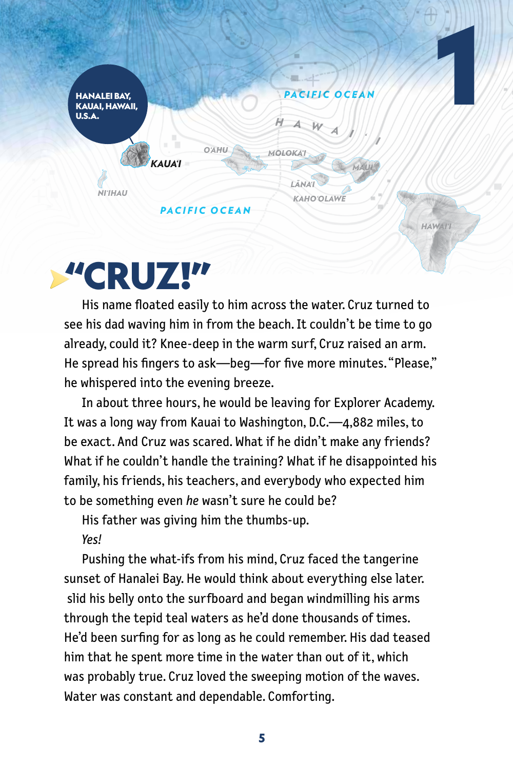# 1

HANALEI BAY, KAUAI, HAWAII, U.S.A.

## "CRUZ!"

His name floated easily to him across the water. Cruz turned to see his dad waving him in from the beach. It couldn't be time to go already, could it? Knee-deep in the warm surf, Cruz raised an arm. He spread his fingers to ask—beg—for five more minutes. "Please," he whispered into the evening breeze.

In about three hours, he would be leaving for Explorer Academy. It was a long way from Kauai to Washington, D.C.—4,882 miles, to be exact. And Cruz was scared. What if he didn't make any friends? What if he couldn't handle the training? What if he disappointed his family, his friends, his teachers, and everybody who expected him to be something even *he* wasn't sure he could be?

His father was giving him the thumbs-up.

*Yes!*

Pushing the what-ifs from his mind, Cruz faced the tangerine sunset of Hanalei Bay. He would think about everything else later. slid his belly onto the surfboard and began windmilling his arms through the tepid teal waters as he'd done thousands of times. He'd been surfing for as long as he could remember. His dad teased him that he spent more time in the water than out of it, which was probably true. Cruz loved the sweeping motion of the waves. Water was constant and dependable. Comforting.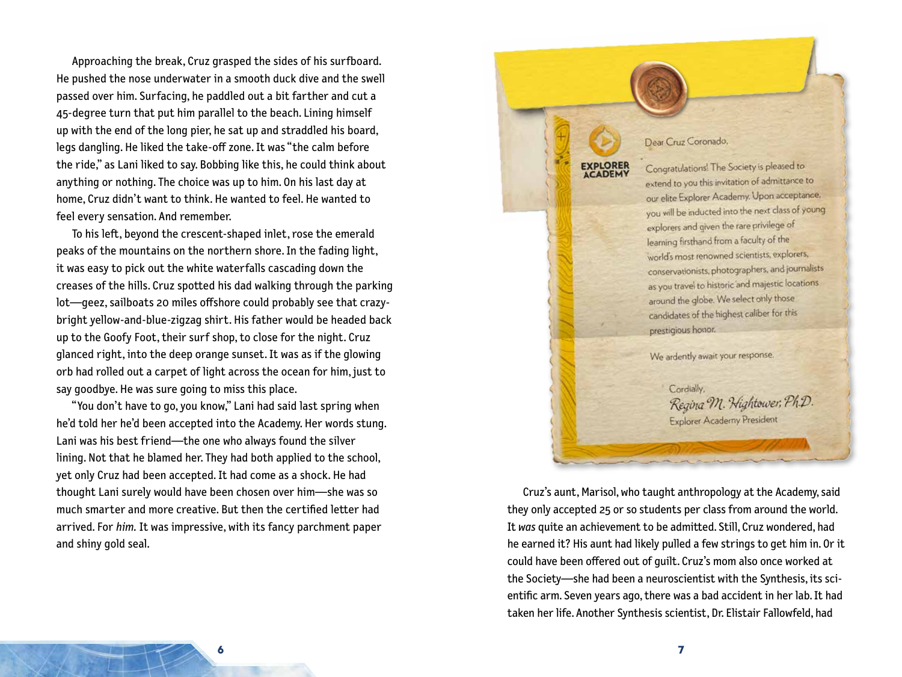Approaching the break, Cruz grasped the sides of his surfboard. He pushed the nose underwater in a smooth duck dive and the swell passed over him. Surfacing, he paddled out a bit farther and cut a 45-degree turn that put him parallel to the beach. Lining himself up with the end of the long pier, he sat up and straddled his board, legs dangling. He liked the take-off zone. It was "the calm before the ride," as Lani liked to say. Bobbing like this, he could think about anything or nothing. The choice was up to him. On his last day at home, Cruz didn't want to think. He wanted to feel. He wanted to feel every sensation. And remember.

To his left, beyond the crescent-shaped inlet, rose the emerald peaks of the mountains on the northern shore. In the fading light, it was easy to pick out the white waterfalls cascading down the creases of the hills. Cruz spotted his dad walking through the parking lot—geez, sailboats 20 miles offshore could probably see that crazy-bright yellow-and-blue-zigzag shirt. His father would be headed back up to the Goofy Foot, their surf shop, to close for the night. Cruz glanced right, into the deep orange sunset. It was as if the glowing orb had rolled out a carpet of light across the ocean for him, just to say goodbye. He was sure going to miss this place.

"You don't have to go, you know," Lani had said last spring when he'd told her he'd been accepted into the Academy. Her words stung. Lani was his best friend—the one who always found the silver lining. Not that he blamed her. They had both applied to the school, yet only Cruz had been accepted. It had come as a shock. He had thought Lani surely would have been chosen over him—she was so much smarter and more creative. But then the certified letter had arrived. For *him.* It was impressive, with its fancy parchment paper and shiny gold seal.

EXPLORER ACADEMY

Dear Cruz Coronado,

Congratulations! The Society is pleased to extend to you this invitation of admittance to our elite Explorer Academy. Upon acceptance, you will be inducted into the next class of young explorers and given the rare privilege of learning firsthand from a faculty of the world's most renowned scientists, explorers, conservationists, photographers, and journalists as you travel to historic and majestic locations around the globe. We select only those candidates of the highest caliber for this prestigious honor.

We ardently await your response.

Cordially,
*Regina M. Hightower, Ph.D.*
Explorer Academy President

Cruz's aunt, Marisol, who taught anthropology at the Academy, said they only accepted 25 or so students per class from around the world. It *was* quite an achievement to be admitted. Still, Cruz wondered, had he earned it? His aunt had likely pulled a few strings to get him in. Or it could have been offered out of guilt. Cruz's mom also once worked at the Society—she had been a neuroscientist with the Synthesis, its scientific arm. Seven years ago, there was a bad accident in her lab. It had taken her life. Another Synthesis scientist, Dr. Elistair Fallowfeld, had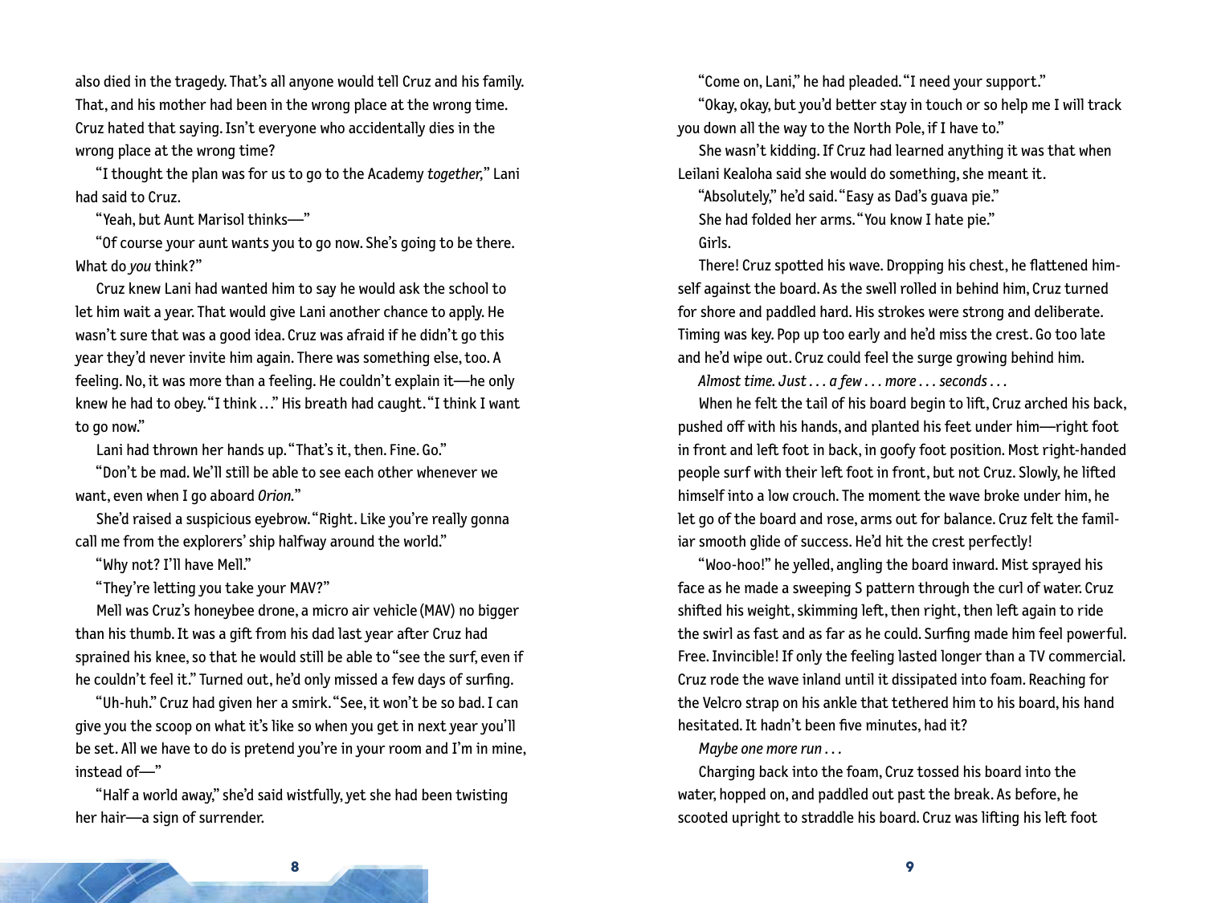also died in the tragedy. That's all anyone would tell Cruz and his family. That, and his mother had been in the wrong place at the wrong time. Cruz hated that saying. Isn't everyone who accidentally dies in the wrong place at the wrong time?

"I thought the plan was for us to go to the Academy *together,*" Lani had said to Cruz.

"Yeah, but Aunt Marisol thinks—"

"Of course your aunt wants you to go now. She's going to be there. What do *you* think?"

Cruz knew Lani had wanted him to say he would ask the school to let him wait a year. That would give Lani another chance to apply. He wasn't sure that was a good idea. Cruz was afraid if he didn't go this year they'd never invite him again. There was something else, too. A feeling. No, it was more than a feeling. He couldn't explain it—he only knew he had to obey. "I think . . ." His breath had caught. "I think I want to go now."

Lani had thrown her hands up. "That's it, then. Fine. Go."

"Don't be mad. We'll still be able to see each other whenever we want, even when I go aboard *Orion.*"

She'd raised a suspicious eyebrow. "Right. Like you're really gonna call me from the explorers' ship halfway around the world."

"Why not? I'll have Mell."

"They're letting you take your MAV?"

Mell was Cruz's honeybee drone, a micro air vehicle (MAV) no bigger than his thumb. It was a gift from his dad last year after Cruz had sprained his knee, so that he would still be able to "see the surf, even if he couldn't feel it." Turned out, he'd only missed a few days of surfing.

"Uh-huh." Cruz had given her a smirk. "See, it won't be so bad. I can give you the scoop on what it's like so when you get in next year you'll be set. All we have to do is pretend you're in your room and I'm in mine, instead of—"

"Half a world away," she'd said wistfully, yet she had been twisting her hair—a sign of surrender.

"Come on, Lani," he had pleaded. "I need your support."

"Okay, okay, but you'd better stay in touch or so help me I will track you down all the way to the North Pole, if I have to."

She wasn't kidding. If Cruz had learned anything it was that when Leilani Kealoha said she would do something, she meant it.

"Absolutely," he'd said. "Easy as Dad's guava pie."

She had folded her arms. "You know I hate pie."

Girls.

There! Cruz spotted his wave. Dropping his chest, he flattened himself against the board. As the swell rolled in behind him, Cruz turned for shore and paddled hard. His strokes were strong and deliberate. Timing was key. Pop up too early and he'd miss the crest. Go too late and he'd wipe out. Cruz could feel the surge growing behind him.

*Almost time. Just . . . a few . . . more . . . seconds . . .*

When he felt the tail of his board begin to lift, Cruz arched his back, pushed off with his hands, and planted his feet under him—right foot in front and left foot in back, in goofy foot position. Most right-handed people surf with their left foot in front, but not Cruz. Slowly, he lifted himself into a low crouch. The moment the wave broke under him, he let go of the board and rose, arms out for balance. Cruz felt the familiar smooth glide of success. He'd hit the crest perfectly!

"Woo-hoo!" he yelled, angling the board inward. Mist sprayed his face as he made a sweeping S pattern through the curl of water. Cruz shifted his weight, skimming left, then right, then left again to ride the swirl as fast and as far as he could. Surfing made him feel powerful. Free. Invincible! If only the feeling lasted longer than a TV commercial. Cruz rode the wave inland until it dissipated into foam. Reaching for the Velcro strap on his ankle that tethered him to his board, his hand hesitated. It hadn't been five minutes, had it?

*Maybe one more run . . .*

Charging back into the foam, Cruz tossed his board into the water, hopped on, and paddled out past the break. As before, he scooted upright to straddle his board. Cruz was lifting his left foot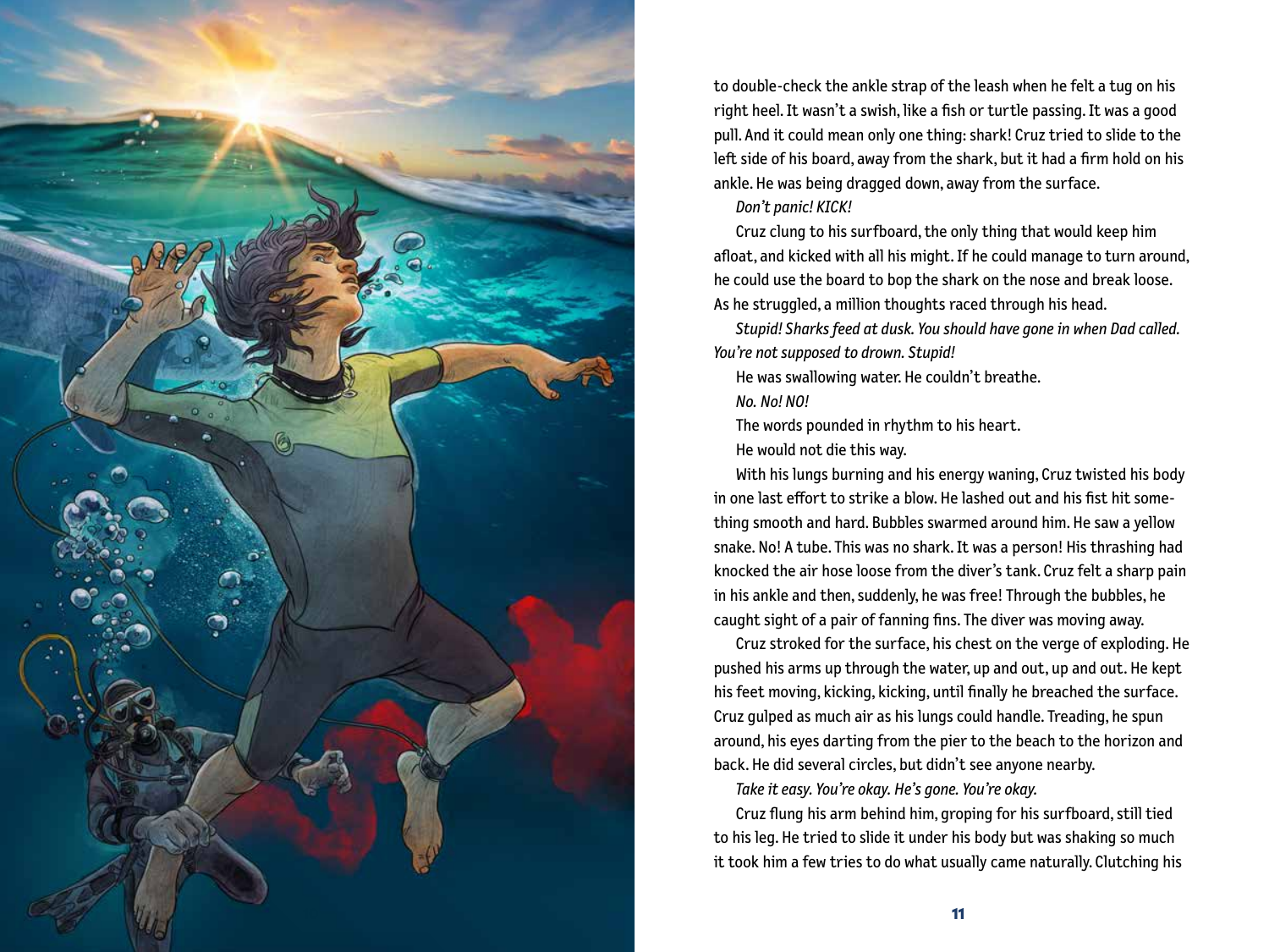to double-check the ankle strap of the leash when he felt a tug on his right heel. It wasn't a swish, like a fish or turtle passing. It was a good pull. And it could mean only one thing: shark! Cruz tried to slide to the left side of his board, away from the shark, but it had a firm hold on his ankle. He was being dragged down, away from the surface.

*Don't panic! KICK!*

Cruz clung to his surfboard, the only thing that would keep him afloat, and kicked with all his might. If he could manage to turn around, he could use the board to bop the shark on the nose and break loose. As he struggled, a million thoughts raced through his head.

*Stupid! Sharks feed at dusk. You should have gone in when Dad called. You're not supposed to drown. Stupid!*

He was swallowing water. He couldn't breathe.

*No. No! NO!*

The words pounded in rhythm to his heart.

He would not die this way.

With his lungs burning and his energy waning, Cruz twisted his body in one last effort to strike a blow. He lashed out and his fist hit something smooth and hard. Bubbles swarmed around him. He saw a yellow snake. No! A tube. This was no shark. It was a person! His thrashing had knocked the air hose loose from the diver's tank. Cruz felt a sharp pain in his ankle and then, suddenly, he was free! Through the bubbles, he caught sight of a pair of fanning fins. The diver was moving away.

Cruz stroked for the surface, his chest on the verge of exploding. He pushed his arms up through the water, up and out, up and out. He kept his feet moving, kicking, kicking, until finally he breached the surface. Cruz gulped as much air as his lungs could handle. Treading, he spun around, his eyes darting from the pier to the beach to the horizon and back. He did several circles, but didn't see anyone nearby.

*Take it easy. You're okay. He's gone. You're okay.*

Cruz flung his arm behind him, groping for his surfboard, still tied to his leg. He tried to slide it under his body but was shaking so much it took him a few tries to do what usually came naturally. Clutching his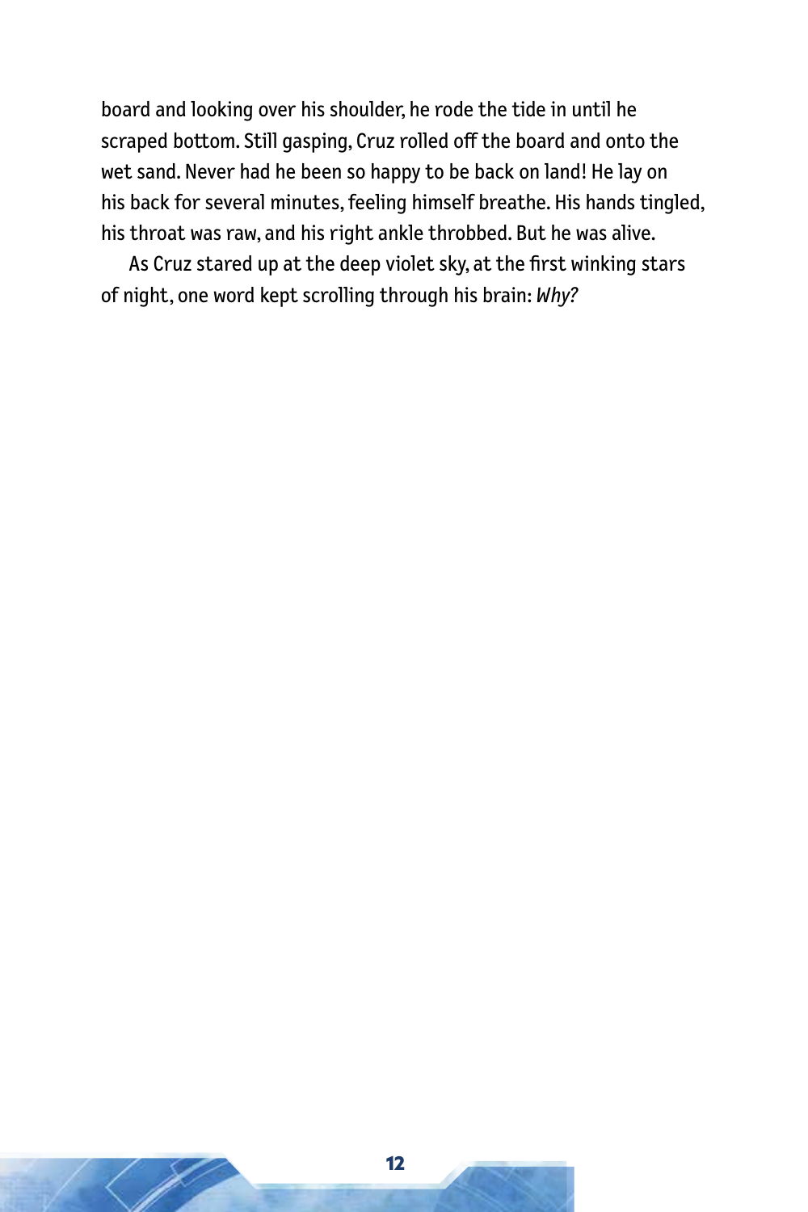board and looking over his shoulder, he rode the tide in until he scraped bottom. Still gasping, Cruz rolled off the board and onto the wet sand. Never had he been so happy to be back on land! He lay on his back for several minutes, feeling himself breathe. His hands tingled, his throat was raw, and his right ankle throbbed. But he was alive.

As Cruz stared up at the deep violet sky, at the first winking stars of night, one word kept scrolling through his brain: *Why?*